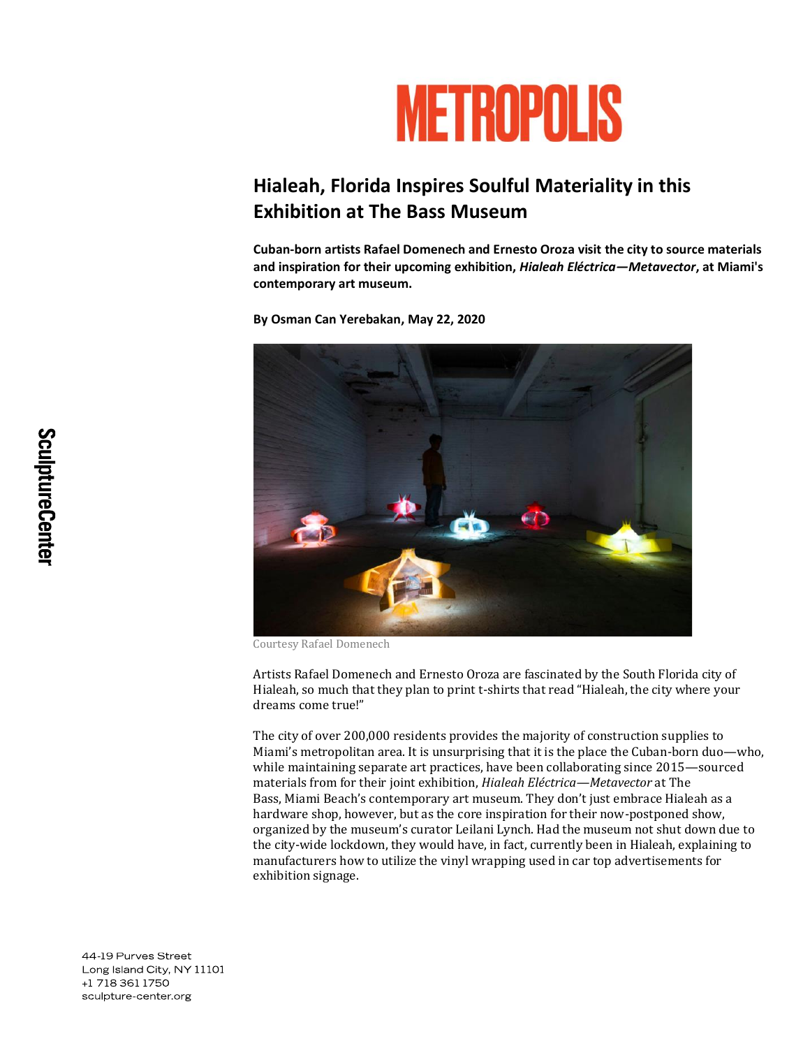# METROPOLIS

## Hialeah, Florida Inspires Soulful Materiality in this Exhibition at The Bass Museum

**Cuban-born artists Rafael Domenech and Ernesto Oroza visit the city to source materials and inspiration for their upcoming exhibition, *Hialeah Eléctrica—Metavector*, at Miami's contemporary art museum.**

**By Osman Can Yerebakan, May 22, 2020**

Courtesy Rafael Domenech

Artists Rafael Domenech and Ernesto Oroza are fascinated by the South Florida city of Hialeah, so much that they plan to print t-shirts that read "Hialeah, the city where your dreams come true!"

The city of over 200,000 residents provides the majority of construction supplies to Miami's metropolitan area. It is unsurprising that it is the place the Cuban-born duo—who, while maintaining separate art practices, have been collaborating since 2015—sourced materials from for their joint exhibition, *Hialeah Eléctrica—Metavector* at The Bass, Miami Beach's contemporary art museum. They don't just embrace Hialeah as a hardware shop, however, but as the core inspiration for their now-postponed show, organized by the museum's curator Leilani Lynch. Had the museum not shut down due to the city-wide lockdown, they would have, in fact, currently been in Hialeah, explaining to manufacturers how to utilize the vinyl wrapping used in car top advertisements for exhibition signage.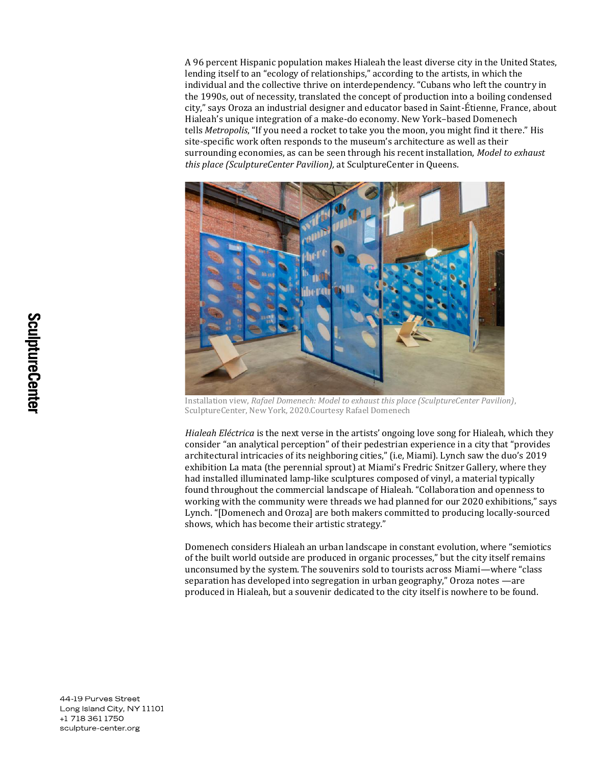A 96 percent Hispanic population makes Hialeah the least diverse city in the United States, lending itself to an "ecology of relationships," according to the artists, in which the individual and the collective thrive on interdependency. "Cubans who left the country in the 1990s, out of necessity, translated the concept of production into a boiling condensed city," says Oroza an industrial designer and educator based in Saint-Étienne, France, about Hialeah's unique integration of a make-do economy. New York–based Domenech tells *Metropolis*, "If you need a rocket to take you the moon, you might find it there." His site-specific work often responds to the museum's architecture as well as their surrounding economies, as can be seen through his recent installation, *Model to exhaust this place (SculptureCenter Pavilion),* at SculptureCenter in Queens.

Installation view, *Rafael Domenech: Model to exhaust this place (SculptureCenter Pavilion)*, SculptureCenter, New York, 2020.Courtesy Rafael Domenech

*Hialeah Eléctrica* is the next verse in the artists' ongoing love song for Hialeah, which they consider "an analytical perception" of their pedestrian experience in a city that "provides architectural intricacies of its neighboring cities," (i.e, Miami). Lynch saw the duo's 2019 exhibition La mata (the perennial sprout) at Miami's Fredric Snitzer Gallery, where they had installed illuminated lamp-like sculptures composed of vinyl, a material typically found throughout the commercial landscape of Hialeah. "Collaboration and openness to working with the community were threads we had planned for our 2020 exhibitions," says Lynch. "[Domenech and Oroza] are both makers committed to producing locally-sourced shows, which has become their artistic strategy."

Domenech considers Hialeah an urban landscape in constant evolution, where "semiotics of the built world outside are produced in organic processes," but the city itself remains unconsumed by the system. The souvenirs sold to tourists across Miami—where "class separation has developed into segregation in urban geography," Oroza notes —are produced in Hialeah, but a souvenir dedicated to the city itself is nowhere to be found.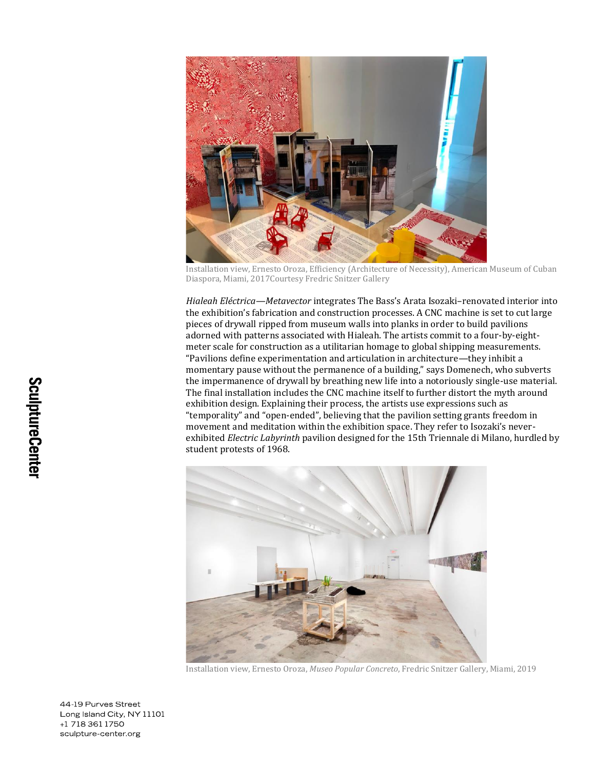Installation view, Ernesto Oroza, Efficiency (Architecture of Necessity), American Museum of Cuban Diaspora, Miami, 2017Courtesy Fredric Snitzer Gallery

*Hialeah Eléctrica—Metavector* integrates The Bass's Arata Isozaki–renovated interior into the exhibition's fabrication and construction processes. A CNC machine is set to cut large pieces of drywall ripped from museum walls into planks in order to build pavilions adorned with patterns associated with Hialeah. The artists commit to a four-by-eight-meter scale for construction as a utilitarian homage to global shipping measurements. "Pavilions define experimentation and articulation in architecture—they inhibit a momentary pause without the permanence of a building," says Domenech, who subverts the impermanence of drywall by breathing new life into a notoriously single-use material. The final installation includes the CNC machine itself to further distort the myth around exhibition design. Explaining their process, the artists use expressions such as "temporality" and "open-ended", believing that the pavilion setting grants freedom in movement and meditation within the exhibition space. They refer to Isozaki's never-exhibited *Electric Labyrinth* pavilion designed for the 15th Triennale di Milano, hurdled by student protests of 1968.

Installation view, Ernesto Oroza, *Museo Popular Concreto*, Fredric Snitzer Gallery, Miami, 2019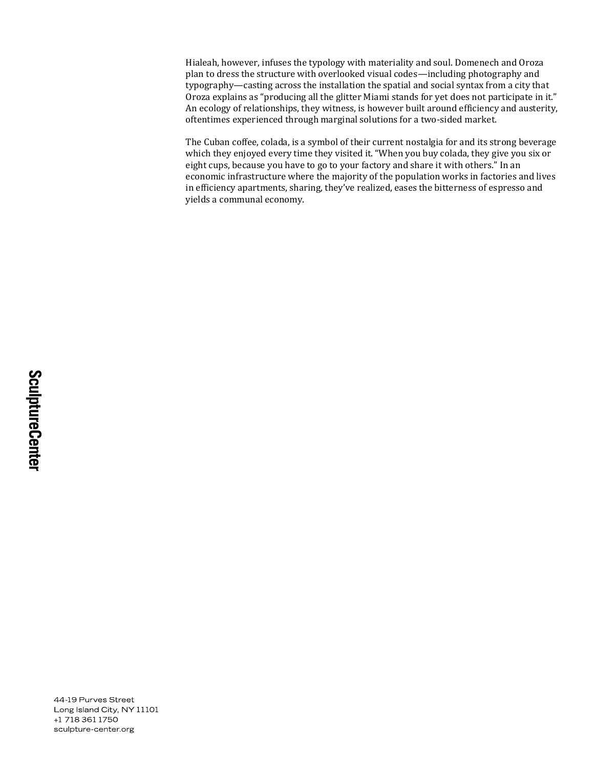Hialeah, however, infuses the typology with materiality and soul. Domenech and Oroza plan to dress the structure with overlooked visual codes—including photography and typography—casting across the installation the spatial and social syntax from a city that Oroza explains as "producing all the glitter Miami stands for yet does not participate in it." An ecology of relationships, they witness, is however built around efficiency and austerity, oftentimes experienced through marginal solutions for a two-sided market.

The Cuban coffee, colada, is a symbol of their current nostalgia for and its strong beverage which they enjoyed every time they visited it. "When you buy colada, they give you six or eight cups, because you have to go to your factory and share it with others." In an economic infrastructure where the majority of the population works in factories and lives in efficiency apartments, sharing, they've realized, eases the bitterness of espresso and yields a communal economy.